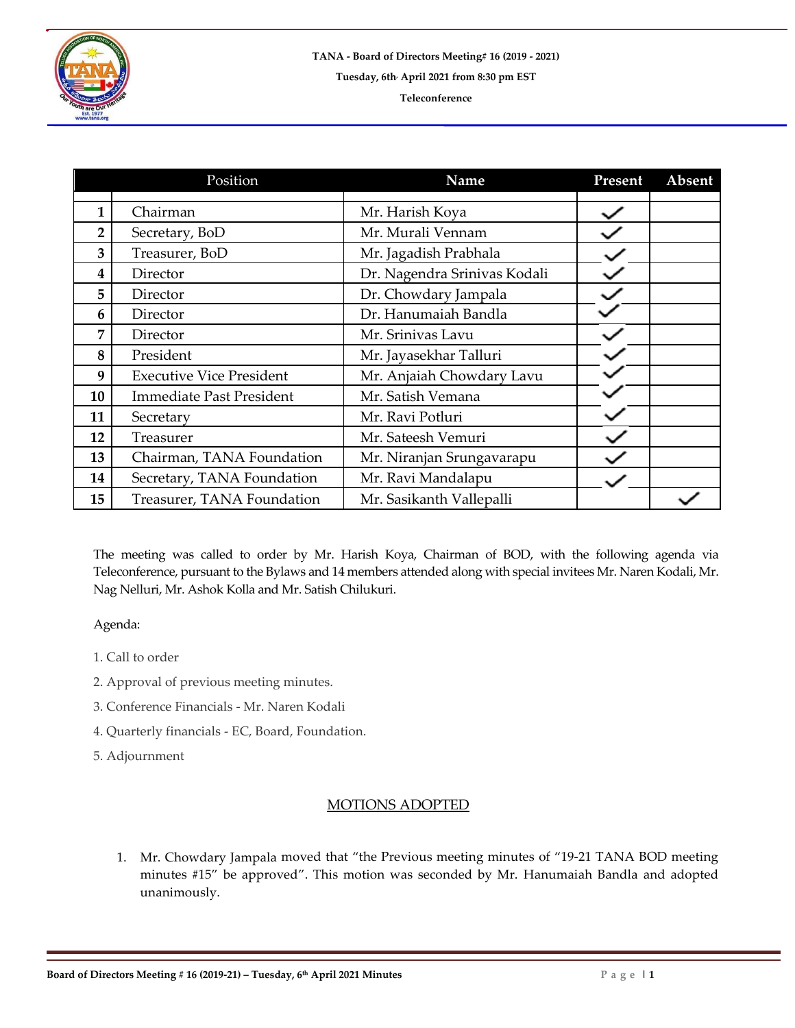**TANA - Board of Directors Meeting# 16 (2019 - 2021)**

**Tuesday, 6th April 2021 from 8:30 pm EST**

**Teleconference**

| | Position | Name | Present | Absent |
|---|---|---|---|---|
| 1 | Chairman | Mr. Harish Koya | ✓ | |
| 2 | Secretary, BoD | Mr. Murali Vennam | ✓ | |
| 3 | Treasurer, BoD | Mr. Jagadish Prabhala | ✓ | |
| 4 | Director | Dr. Nagendra Srinivas Kodali | ✓ | |
| 5 | Director | Dr. Chowdary Jampala | ✓ | |
| 6 | Director | Dr. Hanumaiah Bandla | ✓ | |
| 7 | Director | Mr. Srinivas Lavu | ✓ | |
| 8 | President | Mr. Jayasekhar Talluri | ✓ | |
| 9 | Executive Vice President | Mr. Anjaiah Chowdary Lavu | ✓ | |
| 10 | Immediate Past President | Mr. Satish Vemana | ✓ | |
| 11 | Secretary | Mr. Ravi Potluri | ✓ | |
| 12 | Treasurer | Mr. Sateesh Vemuri | ✓ | |
| 13 | Chairman, TANA Foundation | Mr. Niranjan Srungavarapu | ✓ | |
| 14 | Secretary, TANA Foundation | Mr. Ravi Mandalapu | ✓ | |
| 15 | Treasurer, TANA Foundation | Mr. Sasikanth Vallepalli | | ✓ |

The meeting was called to order by Mr. Harish Koya, Chairman of BOD, with the following agenda via Teleconference, pursuant to the Bylaws and 14 members attended along with special invitees Mr. Naren Kodali, Mr. Nag Nelluri, Mr. Ashok Kolla and Mr. Satish Chilukuri.

Agenda:

1. Call to order
2. Approval of previous meeting minutes.
3. Conference Financials - Mr. Naren Kodali
4. Quarterly financials - EC, Board, Foundation.
5. Adjournment

## MOTIONS ADOPTED

1. Mr. Chowdary Jampala moved that "the Previous meeting minutes of "19-21 TANA BOD meeting minutes #15" be approved". This motion was seconded by Mr. Hanumaiah Bandla and adopted unanimously.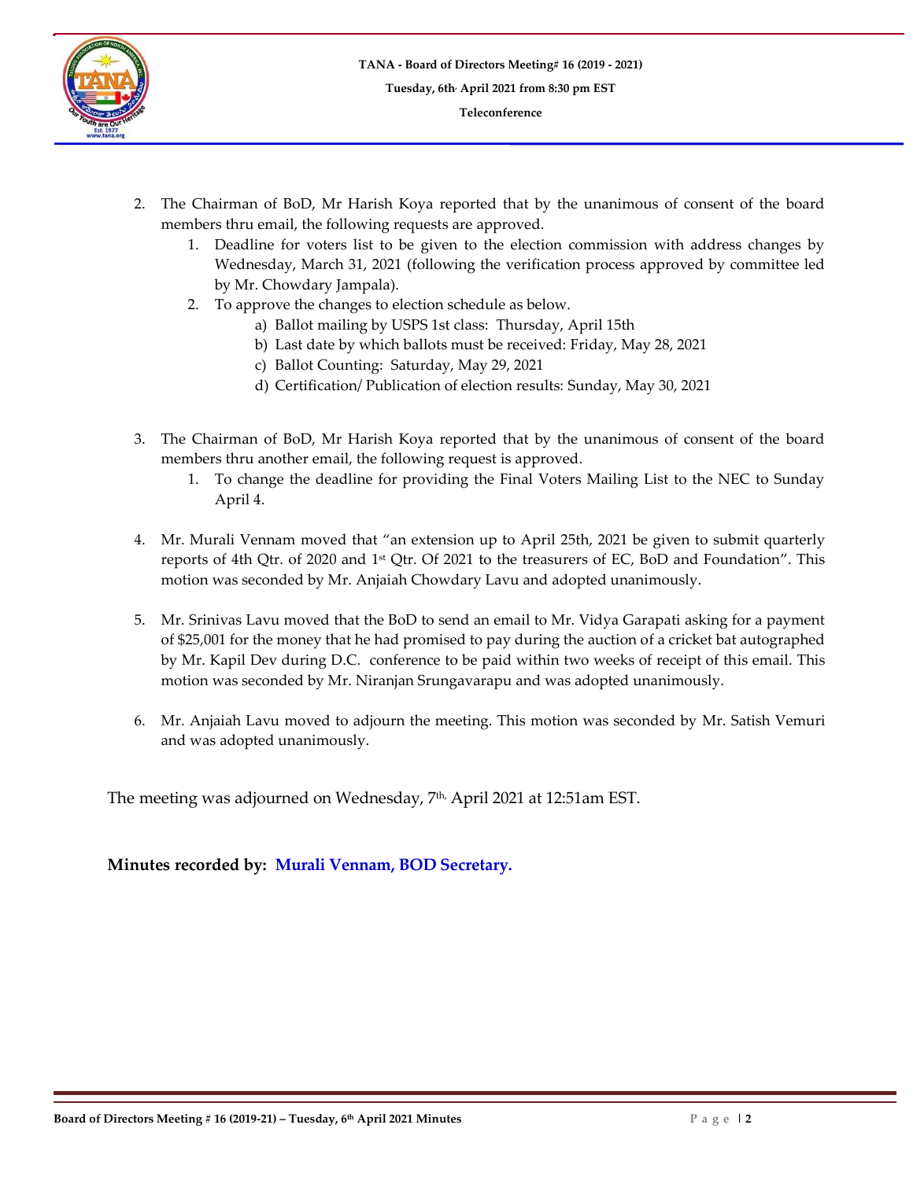2. The Chairman of BoD, Mr Harish Koya reported that by the unanimous of consent of the board members thru email, the following requests are approved.
    1. Deadline for voters list to be given to the election commission with address changes by Wednesday, March 31, 2021 (following the verification process approved by committee led by Mr. Chowdary Jampala).
    2. To approve the changes to election schedule as below.
        a) Ballot mailing by USPS 1st class: Thursday, April 15th
        b) Last date by which ballots must be received: Friday, May 28, 2021
        c) Ballot Counting: Saturday, May 29, 2021
        d) Certification/ Publication of election results: Sunday, May 30, 2021

3. The Chairman of BoD, Mr Harish Koya reported that by the unanimous of consent of the board members thru another email, the following request is approved.
    1. To change the deadline for providing the Final Voters Mailing List to the NEC to Sunday April 4.

4. Mr. Murali Vennam moved that "an extension up to April 25th, 2021 be given to submit quarterly reports of 4th Qtr. of 2020 and 1st Qtr. Of 2021 to the treasurers of EC, BoD and Foundation". This motion was seconded by Mr. Anjaiah Chowdary Lavu and adopted unanimously.

5. Mr. Srinivas Lavu moved that the BoD to send an email to Mr. Vidya Garapati asking for a payment of $25,001 for the money that he had promised to pay during the auction of a cricket bat autographed by Mr. Kapil Dev during D.C. conference to be paid within two weeks of receipt of this email. This motion was seconded by Mr. Niranjan Srungavarapu and was adopted unanimously.

6. Mr. Anjaiah Lavu moved to adjourn the meeting. This motion was seconded by Mr. Satish Vemuri and was adopted unanimously.

The meeting was adjourned on Wednesday, 7th, April 2021 at 12:51am EST.

**Minutes recorded by: Murali Vennam, BOD Secretary.**